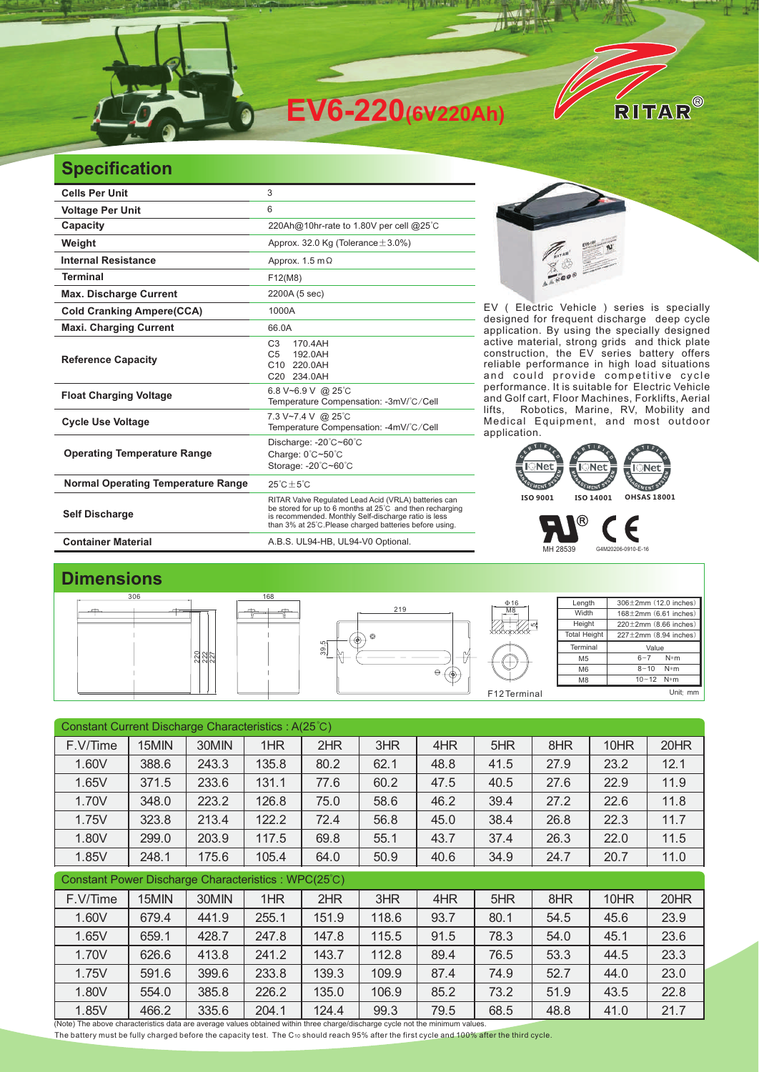# EV6-220(6V220Ah)

RITAR®

## Specification

| | |
|---|---|
| **Cells Per Unit** | 3 |
| **Voltage Per Unit** | 6 |
| **Capacity** | 220Ah@10hr-rate to 1.80V per cell @25℃ |
| **Weight** | Approx. 32.0 Kg (Tolerance±3.0%) |
| **Internal Resistance** | Approx. 1.5 mΩ |
| **Terminal** | F12(M8) |
| **Max. Discharge Current** | 2200A (5 sec) |
| **Cold Cranking Ampere(CCA)** | 1000A |
| **Maxi. Charging Current** | 66.0A |
| **Reference Capacity** | C3 170.4AH<br>C5 192.0AH<br>C10 220.0AH<br>C20 234.0AH |
| **Float Charging Voltage** | 6.8 V~6.9 V @ 25℃<br>Temperature Compensation: -3mV/℃/Cell |
| **Cycle Use Voltage** | 7.3 V~7.4 V @ 25℃<br>Temperature Compensation: -4mV/℃/Cell |
| **Operating Temperature Range** | Discharge: -20℃~60℃<br>Charge: 0℃~50℃<br>Storage: -20℃~60℃ |
| **Normal Operating Temperature Range** | 25℃±5℃ |
| **Self Discharge** | RITAR Valve Regulated Lead Acid (VRLA) batteries can be stored for up to 6 months at 25℃ and then recharging is recommended. Monthly Self-discharge ratio is less than 3% at 25℃.Please charged batteries before using. |
| **Container Material** | A.B.S. UL94-HB, UL94-V0 Optional. |

EV ( Electric Vehicle ) series is specially designed for frequent discharge deep cycle application. By using the specially designed active material, strong grids and thick plate construction, the EV series battery offers reliable performance in high load situations and could provide competitive cycle performance. It is suitable for Electric Vehicle and Golf cart, Floor Machines, Forklifts, Aerial lifts, Robotics, Marine, RV, Mobility and Medical Equipment, and most outdoor application.

ISO 9001 ISO 14001 OHSAS 18001

MH 28539 G4M20206-0910-E-16

## Dimensions

306 168 220 222 227 219 39.5 Φ16 M8 5 F12Terminal

| Length | 306±2mm (12.0 inches) |
|---|---|
| Width | 168±2mm (6.61 inches) |
| Height | 220±2mm (8.66 inches) |
| Total Height | 227±2mm (8.94 inches) |

| Terminal | Value |
|---|---|
| M5 | 6~7 N•m |
| M6 | 8~10 N•m |
| M8 | 10~12 N•m |

Unit: mm

### Constant Current Discharge Characteristics : A(25℃)

| F.V/Time | 15MIN | 30MIN | 1HR | 2HR | 3HR | 4HR | 5HR | 8HR | 10HR | 20HR |
|---|---|---|---|---|---|---|---|---|---|---|
| 1.60V | 388.6 | 243.3 | 135.8 | 80.2 | 62.1 | 48.8 | 41.5 | 27.9 | 23.2 | 12.1 |
| 1.65V | 371.5 | 233.6 | 131.1 | 77.6 | 60.2 | 47.5 | 40.5 | 27.6 | 22.9 | 11.9 |
| 1.70V | 348.0 | 223.2 | 126.8 | 75.0 | 58.6 | 46.2 | 39.4 | 27.2 | 22.6 | 11.8 |
| 1.75V | 323.8 | 213.4 | 122.2 | 72.4 | 56.8 | 45.0 | 38.4 | 26.8 | 22.3 | 11.7 |
| 1.80V | 299.0 | 203.9 | 117.5 | 69.8 | 55.1 | 43.7 | 37.4 | 26.3 | 22.0 | 11.5 |
| 1.85V | 248.1 | 175.6 | 105.4 | 64.0 | 50.9 | 40.6 | 34.9 | 24.7 | 20.7 | 11.0 |

### Constant Power Discharge Characteristics : WPC(25℃)

| F.V/Time | 15MIN | 30MIN | 1HR | 2HR | 3HR | 4HR | 5HR | 8HR | 10HR | 20HR |
|---|---|---|---|---|---|---|---|---|---|---|
| 1.60V | 679.4 | 441.9 | 255.1 | 151.9 | 118.6 | 93.7 | 80.1 | 54.5 | 45.6 | 23.9 |
| 1.65V | 659.1 | 428.7 | 247.8 | 147.8 | 115.5 | 91.5 | 78.3 | 54.0 | 45.1 | 23.6 |
| 1.70V | 626.6 | 413.8 | 241.2 | 143.7 | 112.8 | 89.4 | 76.5 | 53.3 | 44.5 | 23.3 |
| 1.75V | 591.6 | 399.6 | 233.8 | 139.3 | 109.9 | 87.4 | 74.9 | 52.7 | 44.0 | 23.0 |
| 1.80V | 554.0 | 385.8 | 226.2 | 135.0 | 106.9 | 85.2 | 73.2 | 51.9 | 43.5 | 22.8 |
| 1.85V | 466.2 | 335.6 | 204.1 | 124.4 | 99.3 | 79.5 | 68.5 | 48.8 | 41.0 | 21.7 |

(Note) The above characteristics data are average values obtained within three charge/discharge cycle not the minimum values.
The battery must be fully charged before the capacity test. The $C_{10}$ should reach 95% after the first cycle and 100% after the third cycle.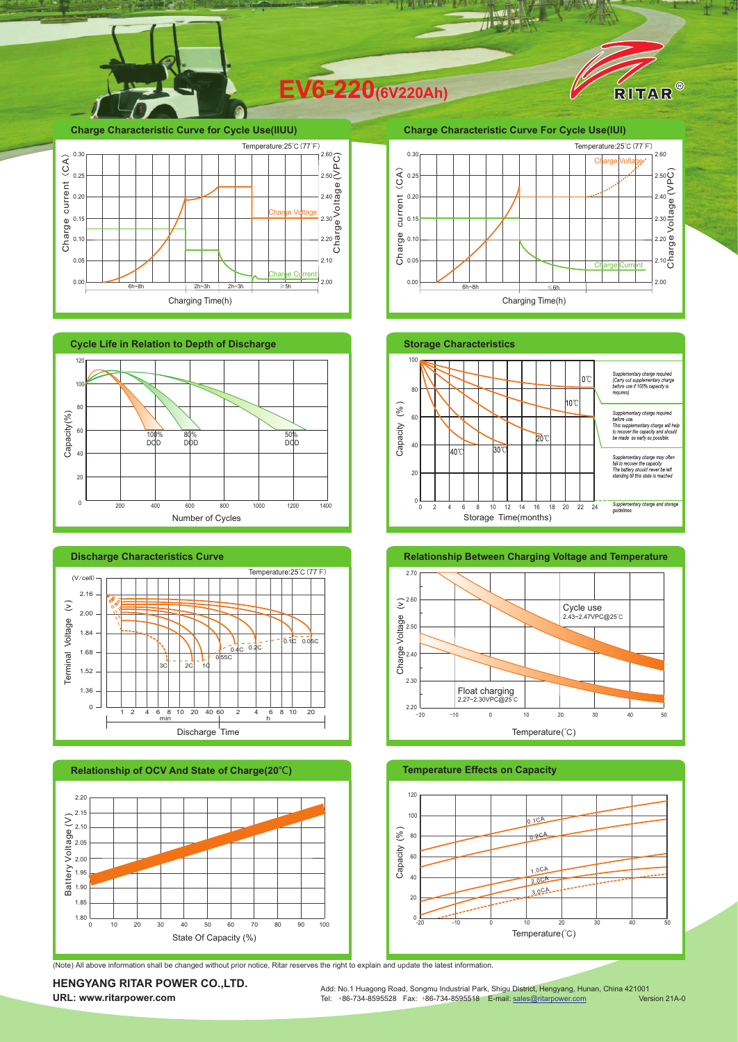# EV6-220(6V220Ah)

RITAR®

## Charge Characteristic Curve for Cycle Use(IIUU)

Temperature:25℃ (77℉)

Charge current (CA)

0.30
0.25
0.20
0.15
0.10
0.05
0.00

Charge Voltage (VPC)

2.60
2.50
2.40
2.30
2.20
2.10
2.00

Charge Voltage

Charge Current

6h~8h
2h~3h
2h~3h
≥5h

Charging Time(h)

## Charge Characteristic Curve For Cycle Use(IUI)

Temperature:25℃ (77℉)

Charge current (CA)

0.30
0.25
0.20
0.15
0.10
0.05
0.00

Charge Voltage (VPC)

2.60
2.50
2.40
2.30
2.20
2.10
2.00

Charge Voltage

Charge Current

6h~8h
≤6h

Charging Time(h)

## Cycle Life in Relation to Depth of Discharge

Capacity(%)

120
100
80
60
40
20
0

100% DOD
80% DOD
50% DOD

200
400
600
800
1000
1200
1400

Number of Cycles

## Storage Characteristics

Capacity (%)

100
80
60
40
20
0

0℃
10℃
20℃
30℃
40℃

0
2
4
6
8
10
12
14
16
18
20
22
24

Storage Time(months)

*Supplementary charge required (Carry out supplementary charge before use if 100% capacity is requires)*

*Supplementary charge required before use. This supplementary charge will help to recover the capacity and should be made as early as possible.*

*Supplementary charge may often fail to recover the capacity. The battery should never be left standing till this state is reached*

*Supplementary charge and storage guidelines*

## Discharge Characteristics Curve

Temperature:25℃ (77℉)

Terminal Voltage (v)

(V/cell)

2.16
2.00
1.84
1.68
1.52
1.36
0

3C
2C
1C
0.55C
0.4C
0.2C
0.1C
0.05C

1
2
4
6
8
10
20
40
60
min
2
4
6
8
10
20
h

Discharge Time

## Relationship Between Charging Voltage and Temperature

Charge Voltage (v)

2.70
2.60
2.50
2.40
2.30
2.20

Cycle use
2.43~2.47VPC@25℃

Float charging
2.27~2.30VPC@25℃

−20
−10
0
10
20
30
40
50

Temperature(℃)

## Relationship of OCV And State of Charge(20℃)

Battery Voltage (V)

2.20
2.15
2.10
2.05
2.00
1.95
1.90
1.85
1.80

0
10
20
30
40
50
60
70
80
90
100

State Of Capacity (%)

## Temperature Effects on Capacity

Capacity (%)

120
100
80
60
40
20
0

0.1CA
0.2CA
1.0CA
2.0CA
3.0CA

-20
-10
0
10
20
30
40
50

Temperature(℃)

(Note) All above information shall be changed without prior notice, Ritar reserves the right to explain and update the latest information.

**HENGYANG RITAR POWER CO.,LTD.**

**URL: www.ritarpower.com**

Add: No.1 Huagong Road, Songmu Industrial Park, Shigu District, Hengyang, Hunan, China 421001

Tel: +86-734-8595528 Fax: +86-734-8595518 E-mail: sales@ritarpower.com

Version 21A-0